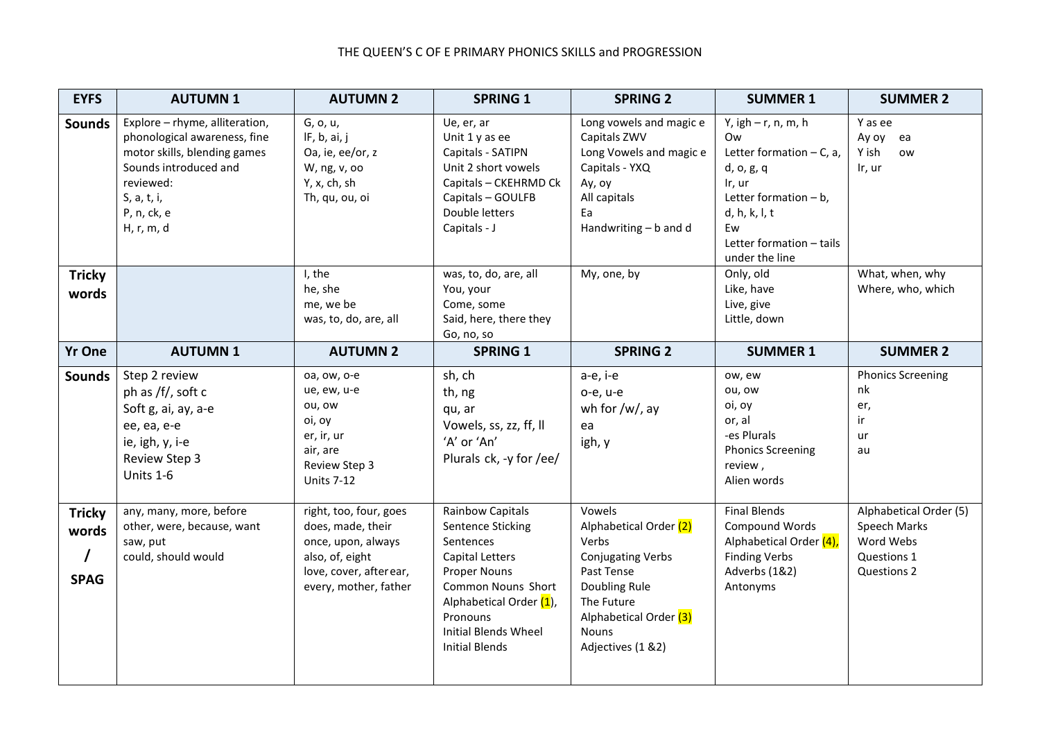THE QUEEN'S C OF E PRIMARY PHONICS SKILLS and PROGRESSION

| EYFS | AUTUMN 1 | AUTUMN 2 | SPRING 1 | SPRING 2 | SUMMER 1 | SUMMER 2 |
|---|---|---|---|---|---|---|
| **Sounds** | Explore – rhyme, alliteration, phonological awareness, fine motor skills, blending games<br>Sounds introduced and reviewed:<br>S, a, t, i,<br>P, n, ck, e<br>H, r, m, d | G, o, u,<br>lF, b, ai, j<br>Oa, ie, ee/or, z<br>W, ng, v, oo<br>Y, x, ch, sh<br>Th, qu, ou, oi | Ue, er, ar<br>Unit 1 y as ee<br>Capitals - SATIPN<br>Unit 2 short vowels<br>Capitals – CKEHRMD Ck<br>Capitals – GOULFB<br>Double letters<br>Capitals - J | Long vowels and magic e<br>Capitals ZWV<br>Long Vowels and magic e<br>Capitals - YXQ<br>Ay, oy<br>All capitals<br>Ea<br>Handwriting – b and d | Y, igh – r, n, m, h<br>Ow<br>Letter formation – C, a, d, o, g, q<br>Ir, ur<br>Letter formation – b, d, h, k, l, t<br>Ew<br>Letter formation – tails under the line | Y as ee<br>Ay oy ea<br>Y ish ow<br>Ir, ur |
| **Tricky words** | | I, the<br>he, she<br>me, we be<br>was, to, do, are, all | was, to, do, are, all<br>You, your<br>Come, some<br>Said, here, there they<br>Go, no, so | My, one, by | Only, old<br>Like, have<br>Live, give<br>Little, down | What, when, why<br>Where, who, which |
| **Yr One** | **AUTUMN 1** | **AUTUMN 2** | **SPRING 1** | **SPRING 2** | **SUMMER 1** | **SUMMER 2** |
| **Sounds** | Step 2 review<br>ph as /f/, soft c<br>Soft g, ai, ay, a-e<br>ee, ea, e-e<br>ie, igh, y, i-e<br>Review Step 3<br>Units 1-6 | oa, ow, o-e<br>ue, ew, u-e<br>ou, ow<br>oi, oy<br>er, ir, ur<br>air, are<br>Review Step 3<br>Units 7-12 | sh, ch<br>th, ng<br>qu, ar<br>Vowels, ss, zz, ff, ll<br>'A' or 'An'<br>Plurals ck, -y for /ee/ | a-e, i-e<br>o-e, u-e<br>wh for /w/, ay<br>ea<br>igh, y | ow, ew<br>ou, ow<br>oi, oy<br>or, al<br>-es Plurals<br>Phonics Screening review ,<br>Alien words | Phonics Screening<br>nk<br>er,<br>ir<br>ur<br>au |
| **Tricky words / SPAG** | any, many, more, before<br>other, were, because, want<br>saw, put<br>could, should would | right, too, four, goes<br>does, made, their<br>once, upon, always<br>also, of, eight<br>love, cover, after ear,<br>every, mother, father | Rainbow Capitals<br>Sentence Sticking<br>Sentences<br>Capital Letters<br>Proper Nouns<br>Common Nouns Short<br>Alphabetical Order (1),<br>Pronouns<br>Initial Blends Wheel<br>Initial Blends | Vowels<br>Alphabetical Order (2)<br>Verbs<br>Conjugating Verbs<br>Past Tense<br>Doubling Rule<br>The Future<br>Alphabetical Order (3)<br>Nouns<br>Adjectives (1 &2) | Final Blends<br>Compound Words<br>Alphabetical Order (4),<br>Finding Verbs<br>Adverbs (1&2)<br>Antonyms | Alphabetical Order (5)<br>Speech Marks<br>Word Webs<br>Questions 1<br>Questions 2 |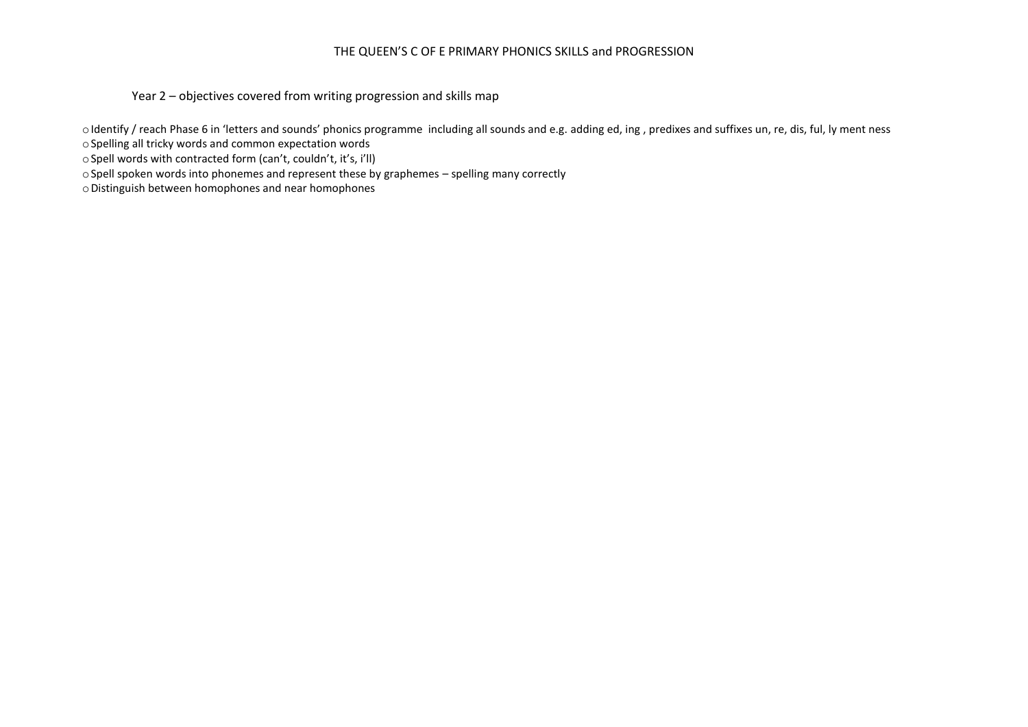THE QUEEN'S C OF E PRIMARY PHONICS SKILLS and PROGRESSION

Year 2 – objectives covered from writing progression and skills map

- Identify / reach Phase 6 in 'letters and sounds' phonics programme including all sounds and e.g. adding ed, ing , predixes and suffixes un, re, dis, ful, ly ment ness
- Spelling all tricky words and common expectation words
- Spell words with contracted form (can't, couldn't, it's, i'll)
- Spell spoken words into phonemes and represent these by graphemes – spelling many correctly
- Distinguish between homophones and near homophones